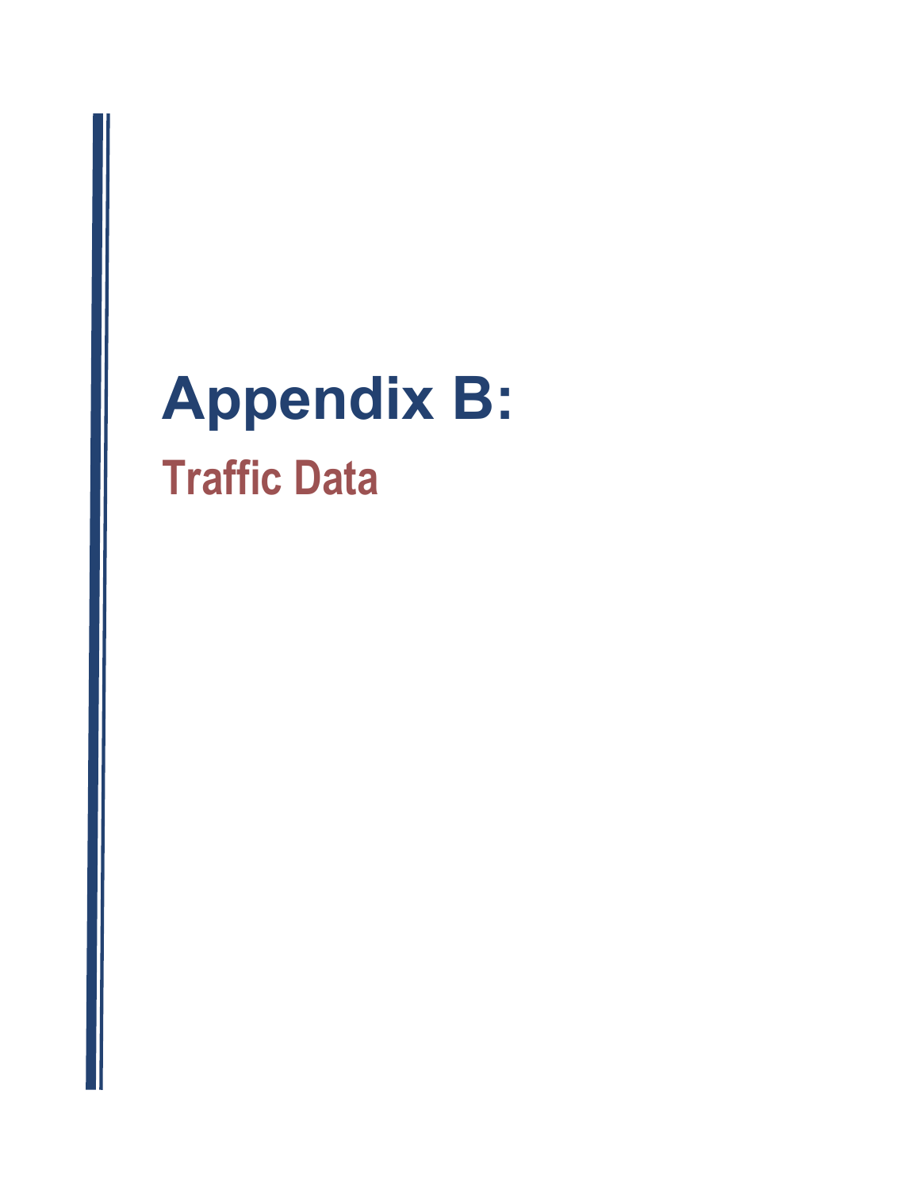# Appendix B:

## Traffic Data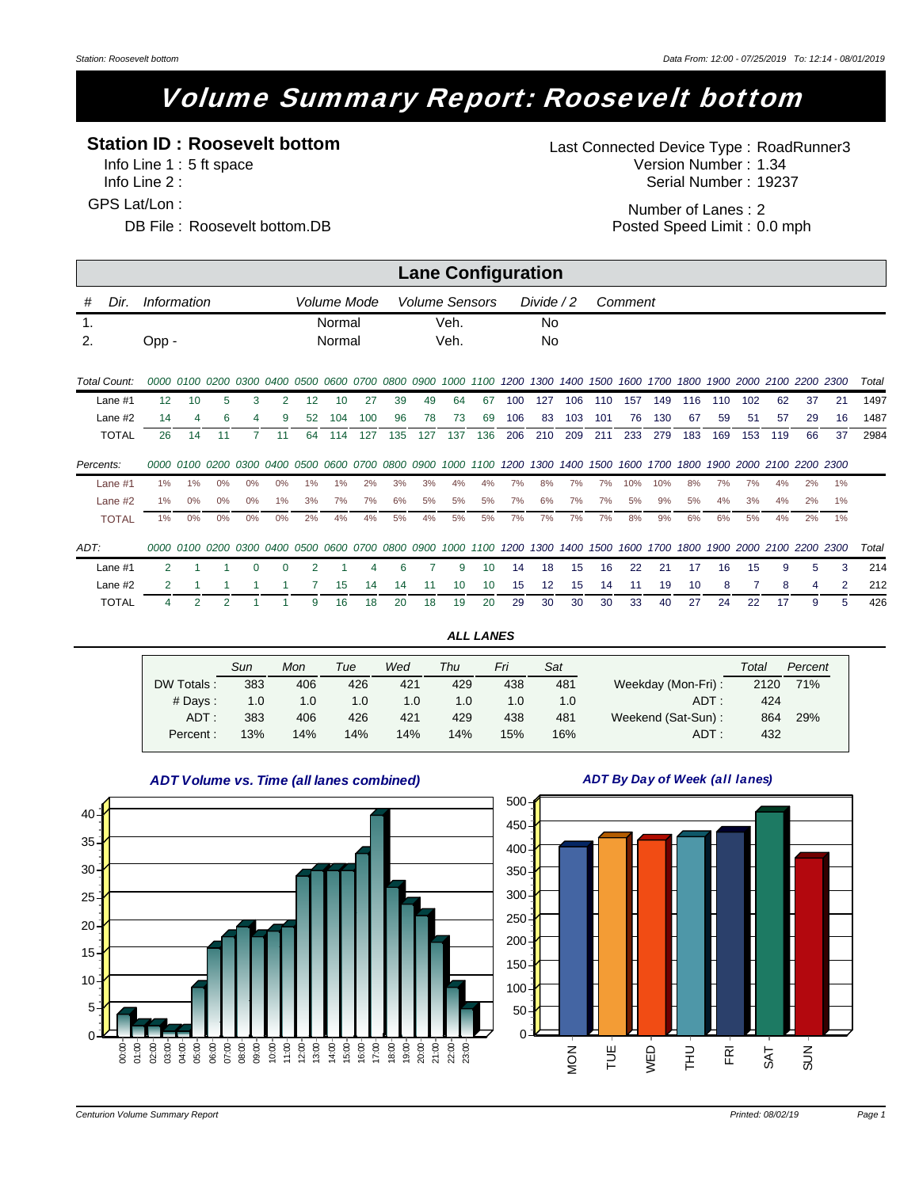# Volume Summary Report: Roosevelt bottom

**Station ID : Roosevelt bottom**

Info Line 1 : 5 ft space
Info Line 2 :
GPS Lat/Lon :
DB File : Roosevelt bottom.DB

Last Connected Device Type : RoadRunner3
Version Number : 1.34
Serial Number : 19237
Number of Lanes : 2
Posted Speed Limit : 0.0 mph

## Lane Configuration

| # | Dir. | Information | Volume Mode | Volume Sensors | Divide / 2 | Comment |
|---|---|---|---|---|---|---|
| 1. | | | Normal | Veh. | No | |
| 2. | | Opp - | Normal | Veh. | No | |

| Total Count: | 0000 | 0100 | 0200 | 0300 | 0400 | 0500 | 0600 | 0700 | 0800 | 0900 | 1000 | 1100 | 1200 | 1300 | 1400 | 1500 | 1600 | 1700 | 1800 | 1900 | 2000 | 2100 | 2200 | 2300 | Total |
|---|---|---|---|---|---|---|---|---|---|---|---|---|---|---|---|---|---|---|---|---|---|---|---|---|---|
| Lane #1 | 12 | 10 | 5 | 3 | 2 | 12 | 10 | 27 | 39 | 49 | 64 | 67 | 100 | 127 | 106 | 110 | 157 | 149 | 116 | 110 | 102 | 62 | 37 | 21 | 1497 |
| Lane #2 | 14 | 4 | 6 | 4 | 9 | 52 | 104 | 100 | 96 | 78 | 73 | 69 | 106 | 83 | 103 | 101 | 76 | 130 | 67 | 59 | 51 | 57 | 29 | 16 | 1487 |
| TOTAL | 26 | 14 | 11 | 7 | 11 | 64 | 114 | 127 | 135 | 127 | 137 | 136 | 206 | 210 | 209 | 211 | 233 | 279 | 183 | 169 | 153 | 119 | 66 | 37 | 2984 |

| Percents: | 0000 | 0100 | 0200 | 0300 | 0400 | 0500 | 0600 | 0700 | 0800 | 0900 | 1000 | 1100 | 1200 | 1300 | 1400 | 1500 | 1600 | 1700 | 1800 | 1900 | 2000 | 2100 | 2200 | 2300 |
|---|---|---|---|---|---|---|---|---|---|---|---|---|---|---|---|---|---|---|---|---|---|---|---|---|
| Lane #1 | 1% | 1% | 0% | 0% | 0% | 1% | 1% | 2% | 3% | 3% | 4% | 4% | 7% | 8% | 7% | 7% | 10% | 10% | 8% | 7% | 7% | 4% | 2% | 1% |
| Lane #2 | 1% | 0% | 0% | 0% | 1% | 3% | 7% | 7% | 6% | 5% | 5% | 5% | 7% | 6% | 7% | 7% | 5% | 9% | 5% | 4% | 3% | 4% | 2% | 1% |
| TOTAL | 1% | 0% | 0% | 0% | 0% | 2% | 4% | 4% | 5% | 4% | 5% | 5% | 7% | 7% | 7% | 7% | 8% | 9% | 6% | 6% | 5% | 4% | 2% | 1% |

| ADT: | 0000 | 0100 | 0200 | 0300 | 0400 | 0500 | 0600 | 0700 | 0800 | 0900 | 1000 | 1100 | 1200 | 1300 | 1400 | 1500 | 1600 | 1700 | 1800 | 1900 | 2000 | 2100 | 2200 | 2300 | Total |
|---|---|---|---|---|---|---|---|---|---|---|---|---|---|---|---|---|---|---|---|---|---|---|---|---|---|
| Lane #1 | 2 | 1 | 1 | 0 | 0 | 2 | 1 | 4 | 6 | 7 | 9 | 10 | 14 | 18 | 15 | 16 | 22 | 21 | 17 | 16 | 15 | 9 | 5 | 3 | 214 |
| Lane #2 | 2 | 1 | 1 | 1 | 1 | 7 | 15 | 14 | 14 | 11 | 10 | 10 | 15 | 12 | 15 | 14 | 11 | 19 | 10 | 8 | 7 | 8 | 4 | 2 | 212 |
| TOTAL | 4 | 2 | 2 | 1 | 1 | 9 | 16 | 18 | 20 | 18 | 19 | 20 | 29 | 30 | 30 | 30 | 33 | 40 | 27 | 24 | 22 | 17 | 9 | 5 | 426 |

### ALL LANES

| | Sun | Mon | Tue | Wed | Thu | Fri | Sat | | Total | Percent |
|---|---|---|---|---|---|---|---|---|---|---|
| DW Totals : | 383 | 406 | 426 | 421 | 429 | 438 | 481 | Weekday (Mon-Fri) : | 2120 | 71% |
| # Days : | 1.0 | 1.0 | 1.0 | 1.0 | 1.0 | 1.0 | 1.0 | ADT : | 424 | |
| ADT : | 383 | 406 | 426 | 421 | 429 | 438 | 481 | Weekend (Sat-Sun) : | 864 | 29% |
| Percent : | 13% | 14% | 14% | 14% | 14% | 15% | 16% | ADT : | 432 | |

*ADT Volume vs. Time (all lanes combined)*

*ADT By Day of Week (all lanes)*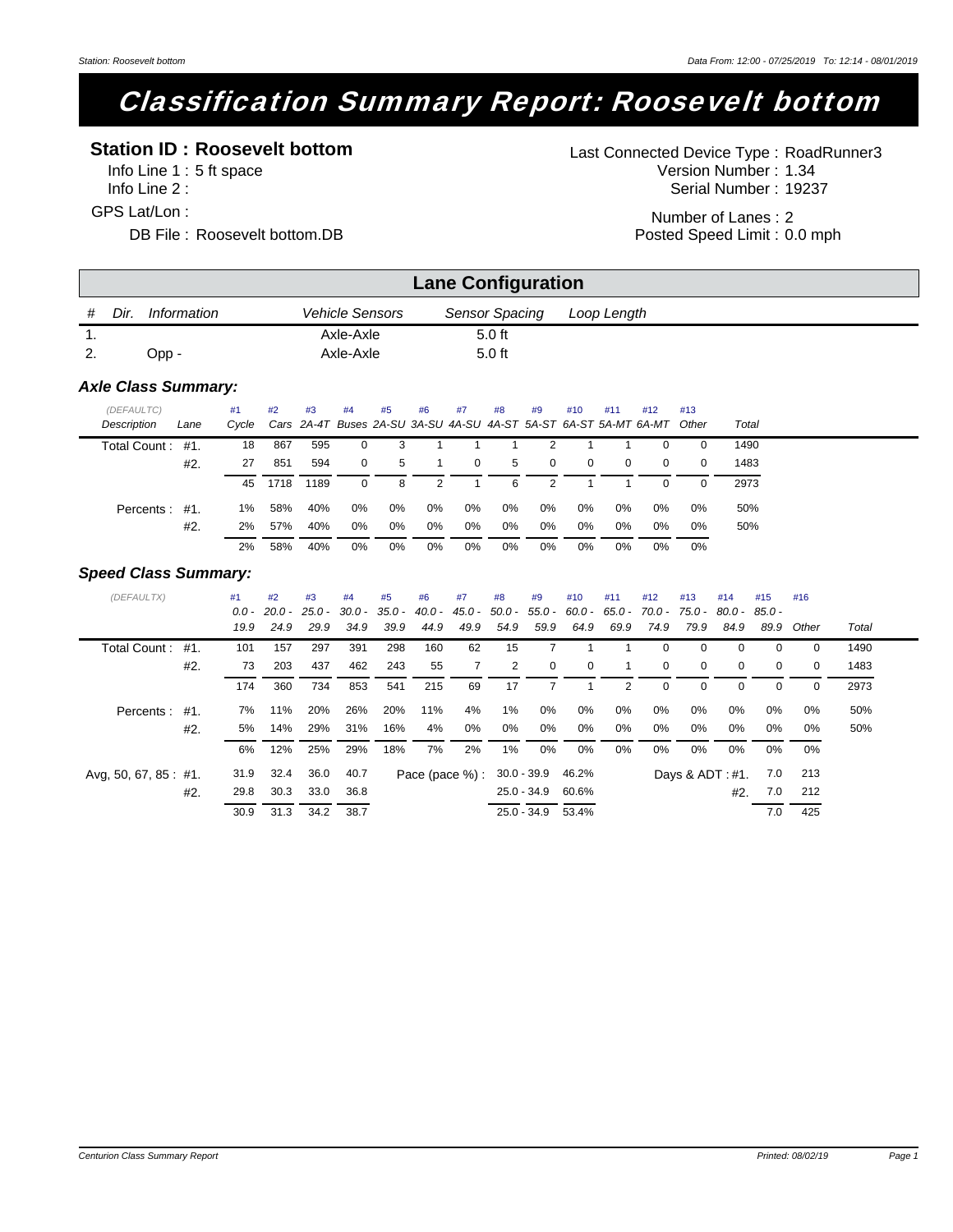# Classification Summary Report: Roosevelt bottom

**Station ID : Roosevelt bottom**

Info Line 1 : 5 ft space
Info Line 2 :
GPS Lat/Lon :
DB File : Roosevelt bottom.DB

Last Connected Device Type : RoadRunner3
Version Number : 1.34
Serial Number : 19237
Number of Lanes : 2
Posted Speed Limit : 0.0 mph

## Lane Configuration

| # | Dir. | Information | Vehicle Sensors | Sensor Spacing | Loop Length |
|---|---|---|---|---|---|
| 1. | | | Axle-Axle | 5.0 ft | |
| 2. | Opp - | | Axle-Axle | 5.0 ft | |

### *Axle Class Summary:*

| (DEFAULTC) Description | Lane | #1 Cycle | #2 Cars | #3 2A-4T | #4 Buses | #5 2A-SU | #6 3A-SU | #7 4A-SU | #8 4A-ST | #9 5A-ST | #10 6A-ST | #11 5A-MT | #12 6A-MT | #13 Other | Total |
|---|---|---|---|---|---|---|---|---|---|---|---|---|---|---|---|
| Total Count : | #1. | 18 | 867 | 595 | 0 | 3 | 1 | 1 | 1 | 2 | 1 | 1 | 0 | 0 | 1490 |
| | #2. | 27 | 851 | 594 | 0 | 5 | 1 | 0 | 5 | 0 | 0 | 0 | 0 | 0 | 1483 |
| | | 45 | 1718 | 1189 | 0 | 8 | 2 | 1 | 6 | 2 | 1 | 1 | 0 | 0 | 2973 |
| Percents : | #1. | 1% | 58% | 40% | 0% | 0% | 0% | 0% | 0% | 0% | 0% | 0% | 0% | 0% | 50% |
| | #2. | 2% | 57% | 40% | 0% | 0% | 0% | 0% | 0% | 0% | 0% | 0% | 0% | 0% | 50% |
| | | 2% | 58% | 40% | 0% | 0% | 0% | 0% | 0% | 0% | 0% | 0% | 0% | 0% | |

### *Speed Class Summary:*

| (DEFAULTX) | | #1 0.0 - 19.9 | #2 20.0 - 24.9 | #3 25.0 - 29.9 | #4 30.0 - 34.9 | #5 35.0 - 39.9 | #6 40.0 - 44.9 | #7 45.0 - 49.9 | #8 50.0 - 54.9 | #9 55.0 - 59.9 | #10 60.0 - 64.9 | #11 65.0 - 69.9 | #12 70.0 - 74.9 | #13 75.0 - 79.9 | #14 80.0 - 84.9 | #15 85.0 - 89.9 | #16 Other | Total |
|---|---|---|---|---|---|---|---|---|---|---|---|---|---|---|---|---|---|---|
| Total Count : | #1. | 101 | 157 | 297 | 391 | 298 | 160 | 62 | 15 | 7 | 1 | 1 | 0 | 0 | 0 | 0 | 0 | 1490 |
| | #2. | 73 | 203 | 437 | 462 | 243 | 55 | 7 | 2 | 0 | 0 | 1 | 0 | 0 | 0 | 0 | 0 | 1483 |
| | | 174 | 360 | 734 | 853 | 541 | 215 | 69 | 17 | 7 | 1 | 2 | 0 | 0 | 0 | 0 | 0 | 2973 |
| Percents : | #1. | 7% | 11% | 20% | 26% | 20% | 11% | 4% | 1% | 0% | 0% | 0% | 0% | 0% | 0% | 0% | 0% | 50% |
| | #2. | 5% | 14% | 29% | 31% | 16% | 4% | 0% | 0% | 0% | 0% | 0% | 0% | 0% | 0% | 0% | 0% | 50% |
| | | 6% | 12% | 25% | 29% | 18% | 7% | 2% | 1% | 0% | 0% | 0% | 0% | 0% | 0% | 0% | 0% | |

| Avg, 50, 67, 85 : | | Avg | 50 | 67 | 85 | Pace (pace %) : | | Days & ADT : | | |
|---|---|---|---|---|---|---|---|---|---|---|
| | #1. | 31.9 | 32.4 | 36.0 | 40.7 | 30.0 - 39.9 | 46.2% | #1. | 7.0 | 213 |
| | #2. | 29.8 | 30.3 | 33.0 | 36.8 | 25.0 - 34.9 | 60.6% | #2. | 7.0 | 212 |
| | | 30.9 | 31.3 | 34.2 | 38.7 | 25.0 - 34.9 | 53.4% | | 7.0 | 425 |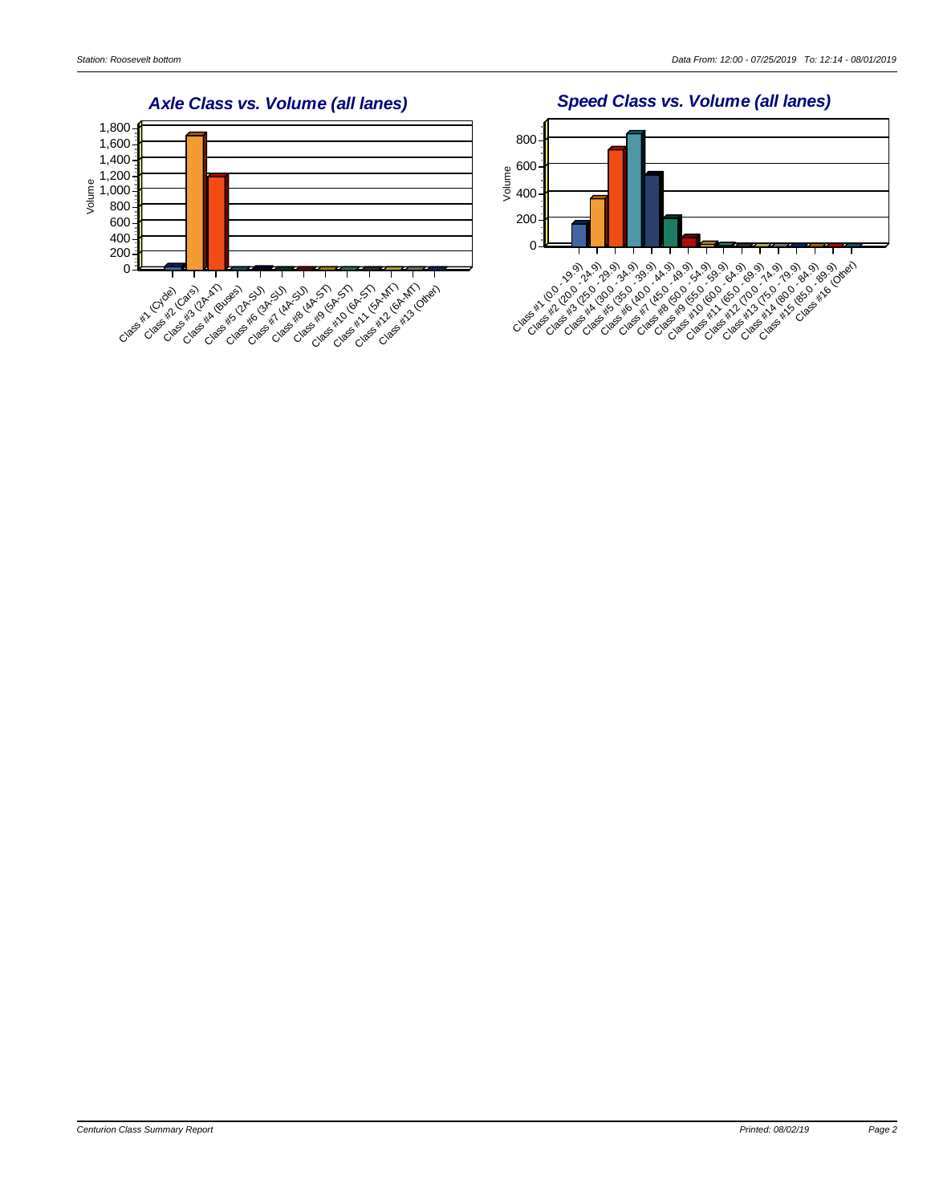## Axle Class vs. Volume (all lanes)

Volume

1,800
1,600
1,400
1,200
1,000
800
600
400
200
0

Class #1 (Cycle) Class #2 (Cars) Class #3 (2A-4T) Class #4 (Buses) Class #5 (2A-SU) Class #6 (3A-SU) Class #7 (4A-SU) Class #8 (4A-ST) Class #9 (5A-ST) Class #10 (6A-ST) Class #11 (5A-MT) Class #12 (6A-MT) Class #13 (Other)

## Speed Class vs. Volume (all lanes)

Volume

800
600
400
200
0

Class #1 (0.0 - 19.9) Class #2 (20.0 - 24.9) Class #3 (25.0 - 29.9) Class #4 (30.0 - 34.9) Class #5 (35.0 - 39.9) Class #6 (40.0 - 44.9) Class #7 (45.0 - 49.9) Class #8 (50.0 - 54.9) Class #9 (55.0 - 59.9) Class #10 (60.0 - 64.9) Class #11 (65.0 - 69.9) Class #12 (70.0 - 74.9) Class #13 (75.0 - 79.9) Class #14 (80.0 - 84.9) Class #15 (85.0 - 89.9) Class #16 (Other)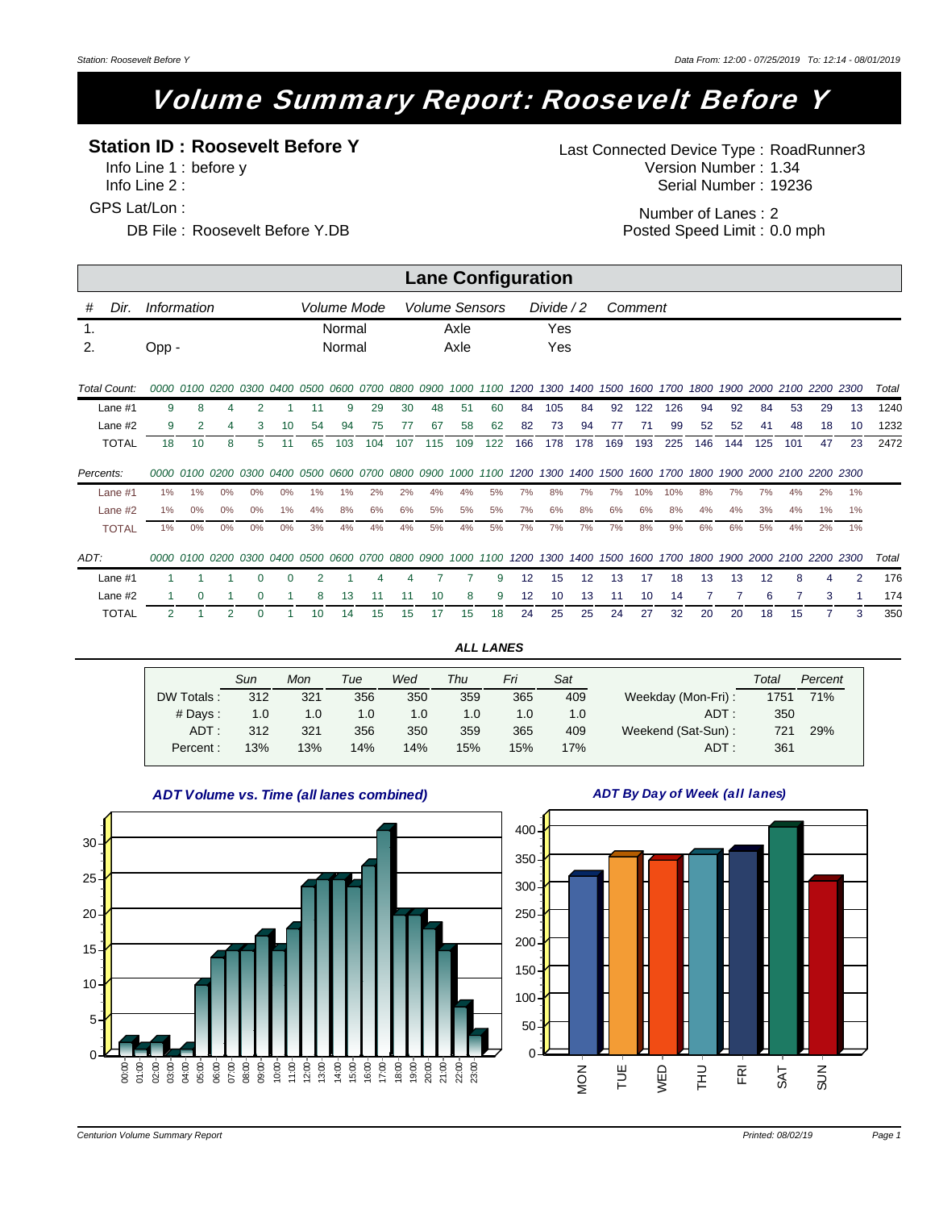# Volume Summary Report: Roosevelt Before Y

**Station ID : Roosevelt Before Y**

Info Line 1 : before y
Info Line 2 :
GPS Lat/Lon :
DB File : Roosevelt Before Y.DB

Last Connected Device Type : RoadRunner3
Version Number : 1.34
Serial Number : 19236
Number of Lanes : 2
Posted Speed Limit : 0.0 mph

## Lane Configuration

| # | Dir. | Information | Volume Mode | Volume Sensors | Divide / 2 | Comment |
|---|---|---|---|---|---|---|
| 1. | | | Normal | Axle | Yes | |
| 2. | | Opp - | Normal | Axle | Yes | |

| Total Count: | 0000 | 0100 | 0200 | 0300 | 0400 | 0500 | 0600 | 0700 | 0800 | 0900 | 1000 | 1100 | 1200 | 1300 | 1400 | 1500 | 1600 | 1700 | 1800 | 1900 | 2000 | 2100 | 2200 | 2300 | Total |
|---|---|---|---|---|---|---|---|---|---|---|---|---|---|---|---|---|---|---|---|---|---|---|---|---|---|
| Lane #1 | 9 | 8 | 4 | 2 | 1 | 11 | 9 | 29 | 30 | 48 | 51 | 60 | 84 | 105 | 84 | 92 | 122 | 126 | 94 | 92 | 84 | 53 | 29 | 13 | 1240 |
| Lane #2 | 9 | 2 | 4 | 3 | 10 | 54 | 94 | 75 | 77 | 67 | 58 | 62 | 82 | 73 | 94 | 77 | 71 | 99 | 52 | 52 | 41 | 48 | 18 | 10 | 1232 |
| TOTAL | 18 | 10 | 8 | 5 | 11 | 65 | 103 | 104 | 107 | 115 | 109 | 122 | 166 | 178 | 178 | 169 | 193 | 225 | 146 | 144 | 125 | 101 | 47 | 23 | 2472 |

| Percents: | 0000 | 0100 | 0200 | 0300 | 0400 | 0500 | 0600 | 0700 | 0800 | 0900 | 1000 | 1100 | 1200 | 1300 | 1400 | 1500 | 1600 | 1700 | 1800 | 1900 | 2000 | 2100 | 2200 | 2300 |
|---|---|---|---|---|---|---|---|---|---|---|---|---|---|---|---|---|---|---|---|---|---|---|---|---|
| Lane #1 | 1% | 1% | 0% | 0% | 0% | 1% | 1% | 2% | 2% | 4% | 4% | 5% | 7% | 8% | 7% | 7% | 10% | 10% | 8% | 7% | 7% | 4% | 2% | 1% |
| Lane #2 | 1% | 0% | 0% | 0% | 1% | 4% | 8% | 6% | 6% | 5% | 5% | 5% | 7% | 6% | 8% | 6% | 6% | 8% | 4% | 4% | 3% | 4% | 1% | 1% |
| TOTAL | 1% | 0% | 0% | 0% | 0% | 3% | 4% | 4% | 4% | 5% | 4% | 5% | 7% | 7% | 7% | 7% | 8% | 9% | 6% | 6% | 5% | 4% | 2% | 1% |

| ADT: | 0000 | 0100 | 0200 | 0300 | 0400 | 0500 | 0600 | 0700 | 0800 | 0900 | 1000 | 1100 | 1200 | 1300 | 1400 | 1500 | 1600 | 1700 | 1800 | 1900 | 2000 | 2100 | 2200 | 2300 | Total |
|---|---|---|---|---|---|---|---|---|---|---|---|---|---|---|---|---|---|---|---|---|---|---|---|---|---|
| Lane #1 | 1 | 1 | 1 | 0 | 0 | 2 | 1 | 4 | 4 | 7 | 7 | 9 | 12 | 15 | 12 | 13 | 17 | 18 | 13 | 13 | 12 | 8 | 4 | 2 | 176 |
| Lane #2 | 1 | 0 | 1 | 0 | 1 | 8 | 13 | 11 | 11 | 10 | 8 | 9 | 12 | 10 | 13 | 11 | 10 | 14 | 7 | 7 | 6 | 7 | 3 | 1 | 174 |
| TOTAL | 2 | 1 | 2 | 0 | 1 | 10 | 14 | 15 | 15 | 17 | 15 | 18 | 24 | 25 | 25 | 24 | 27 | 32 | 20 | 20 | 18 | 15 | 7 | 3 | 350 |

**ALL LANES**

| | Sun | Mon | Tue | Wed | Thu | Fri | Sat | | Total | Percent |
|---|---|---|---|---|---|---|---|---|---|---|
| DW Totals : | 312 | 321 | 356 | 350 | 359 | 365 | 409 | Weekday (Mon-Fri) : | 1751 | 71% |
| # Days : | 1.0 | 1.0 | 1.0 | 1.0 | 1.0 | 1.0 | 1.0 | ADT : | 350 | |
| ADT : | 312 | 321 | 356 | 350 | 359 | 365 | 409 | Weekend (Sat-Sun) : | 721 | 29% |
| Percent : | 13% | 13% | 14% | 14% | 15% | 15% | 17% | ADT : | 361 | |

*ADT Volume vs. Time (all lanes combined)*

*ADT By Day of Week (all lanes)*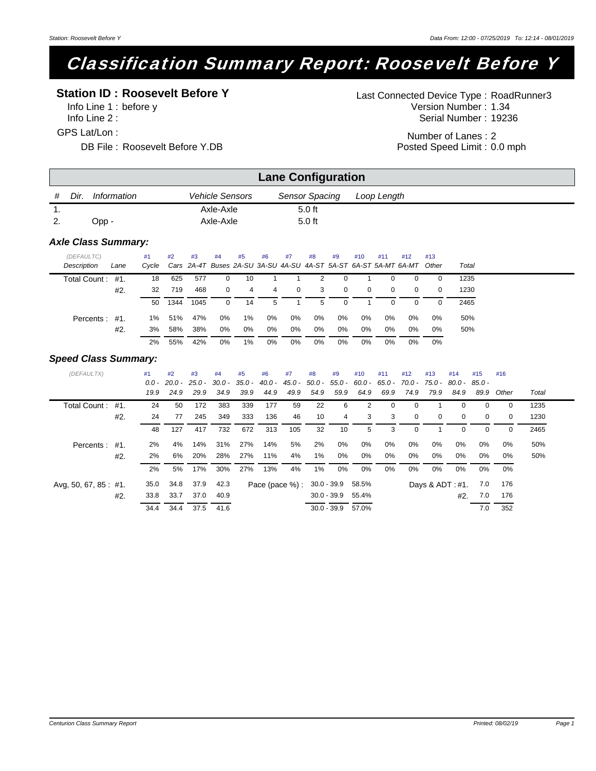# Classification Summary Report: Roosevelt Before Y

**Station ID : Roosevelt Before Y**

Info Line 1 : before y
Info Line 2 :
GPS Lat/Lon :
DB File : Roosevelt Before Y.DB

Last Connected Device Type : RoadRunner3
Version Number : 1.34
Serial Number : 19236
Number of Lanes : 2
Posted Speed Limit : 0.0 mph

## Lane Configuration

| # | Dir. | Information | Vehicle Sensors | Sensor Spacing | Loop Length |
|---|---|---|---|---|---|
| 1. | | | Axle-Axle | 5.0 ft | |
| 2. | | Opp - | Axle-Axle | 5.0 ft | |

### Axle Class Summary:

| (DEFAULTC) Description | Lane | #1 Cycle | #2 Cars | #3 2A-4T | #4 Buses | #5 2A-SU | #6 3A-SU | #7 4A-SU | #8 4A-ST | #9 5A-ST | #10 6A-ST | #11 5A-MT | #12 6A-MT | #13 Other | Total |
|---|---|---|---|---|---|---|---|---|---|---|---|---|---|---|---|
| Total Count : | #1. | 18 | 625 | 577 | 0 | 10 | 1 | 1 | 2 | 0 | 1 | 0 | 0 | 0 | 1235 |
| | #2. | 32 | 719 | 468 | 0 | 4 | 4 | 0 | 3 | 0 | 0 | 0 | 0 | 0 | 1230 |
| | | 50 | 1344 | 1045 | 0 | 14 | 5 | 1 | 5 | 0 | 1 | 0 | 0 | 0 | 2465 |
| Percents : | #1. | 1% | 51% | 47% | 0% | 1% | 0% | 0% | 0% | 0% | 0% | 0% | 0% | 0% | 50% |
| | #2. | 3% | 58% | 38% | 0% | 0% | 0% | 0% | 0% | 0% | 0% | 0% | 0% | 0% | 50% |
| | | 2% | 55% | 42% | 0% | 1% | 0% | 0% | 0% | 0% | 0% | 0% | 0% | 0% | |

### Speed Class Summary:

| (DEFAULTX) | | #1 0.0 - 19.9 | #2 20.0 - 24.9 | #3 25.0 - 29.9 | #4 30.0 - 34.9 | #5 35.0 - 39.9 | #6 40.0 - 44.9 | #7 45.0 - 49.9 | #8 50.0 - 54.9 | #9 55.0 - 59.9 | #10 60.0 - 64.9 | #11 65.0 - 69.9 | #12 70.0 - 74.9 | #13 75.0 - 79.9 | #14 80.0 - 84.9 | #15 85.0 - 89.9 | #16 Other | Total |
|---|---|---|---|---|---|---|---|---|---|---|---|---|---|---|---|---|---|---|
| Total Count : | #1. | 24 | 50 | 172 | 383 | 339 | 177 | 59 | 22 | 6 | 2 | 0 | 0 | 1 | 0 | 0 | 0 | 1235 |
| | #2. | 24 | 77 | 245 | 349 | 333 | 136 | 46 | 10 | 4 | 3 | 3 | 0 | 0 | 0 | 0 | 0 | 1230 |
| | | 48 | 127 | 417 | 732 | 672 | 313 | 105 | 32 | 10 | 5 | 3 | 0 | 1 | 0 | 0 | 0 | 2465 |
| Percents : | #1. | 2% | 4% | 14% | 31% | 27% | 14% | 5% | 2% | 0% | 0% | 0% | 0% | 0% | 0% | 0% | 0% | 50% |
| | #2. | 2% | 6% | 20% | 28% | 27% | 11% | 4% | 1% | 0% | 0% | 0% | 0% | 0% | 0% | 0% | 0% | 50% |
| | | 2% | 5% | 17% | 30% | 27% | 13% | 4% | 1% | 0% | 0% | 0% | 0% | 0% | 0% | 0% | 0% | |

| Avg, 50, 67, 85 : | Lane | Avg | 50 | 67 | 85 | Pace (pace %) : | | Days & ADT : | Days | ADT |
|---|---|---|---|---|---|---|---|---|---|---|
| | #1. | 35.0 | 34.8 | 37.9 | 42.3 | 30.0 - 39.9 | 58.5% | #1. | 7.0 | 176 |
| | #2. | 33.8 | 33.7 | 37.0 | 40.9 | 30.0 - 39.9 | 55.4% | #2. | 7.0 | 176 |
| | | 34.4 | 34.4 | 37.5 | 41.6 | 30.0 - 39.9 | 57.0% | | 7.0 | 352 |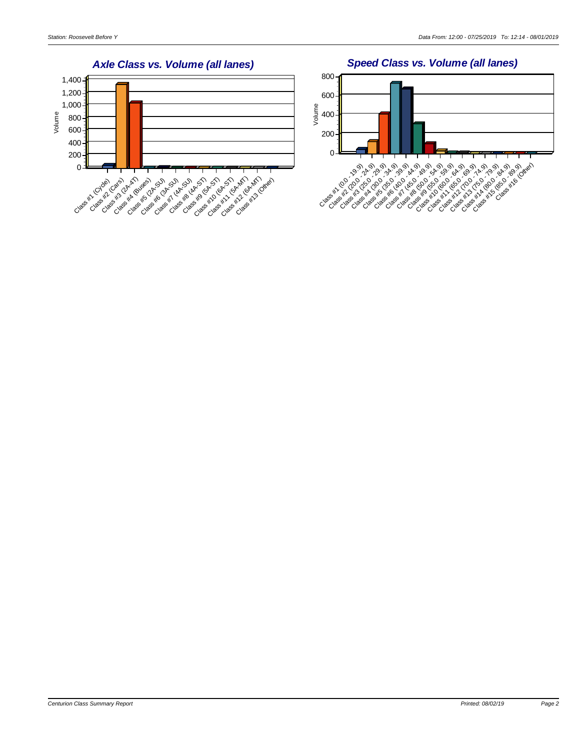Station: Roosevelt Before Y

Data From: 12:00 - 07/25/2019 To: 12:14 - 08/01/2019

## Axle Class vs. Volume (all lanes)

Volume

1,400
1,200
1,000
800
600
400
200
0

Class #1 (Cycle) | Class #2 (Cars) | Class #3 (2A-4T) | Class #4 (Buses) | Class #5 (2A-SU) | Class #6 (3A-SU) | Class #7 (4A-SU) | Class #8 (4A-ST) | Class #9 (5A-ST) | Class #10 (6A-ST) | Class #11 (5A-MT) | Class #12 (6A-MT) | Class #13 (Other)

## Speed Class vs. Volume (all lanes)

Volume

800
600
400
200
0

Class #1 (0.0 - 19.9) | Class #2 (20.0 - 24.9) | Class #3 (25.0 - 29.9) | Class #4 (30.0 - 34.9) | Class #5 (35.0 - 39.9) | Class #6 (40.0 - 44.9) | Class #7 (45.0 - 49.9) | Class #8 (50.0 - 54.9) | Class #9 (55.0 - 59.9) | Class #10 (60.0 - 64.9) | Class #11 (65.0 - 69.9) | Class #12 (70.0 - 74.9) | Class #13 (75.0 - 79.9) | Class #14 (80.0 - 84.9) | Class #15 (85.0 - 89.9) | Class #16 (Other)

Centurion Class Summary Report

Printed: 08/02/19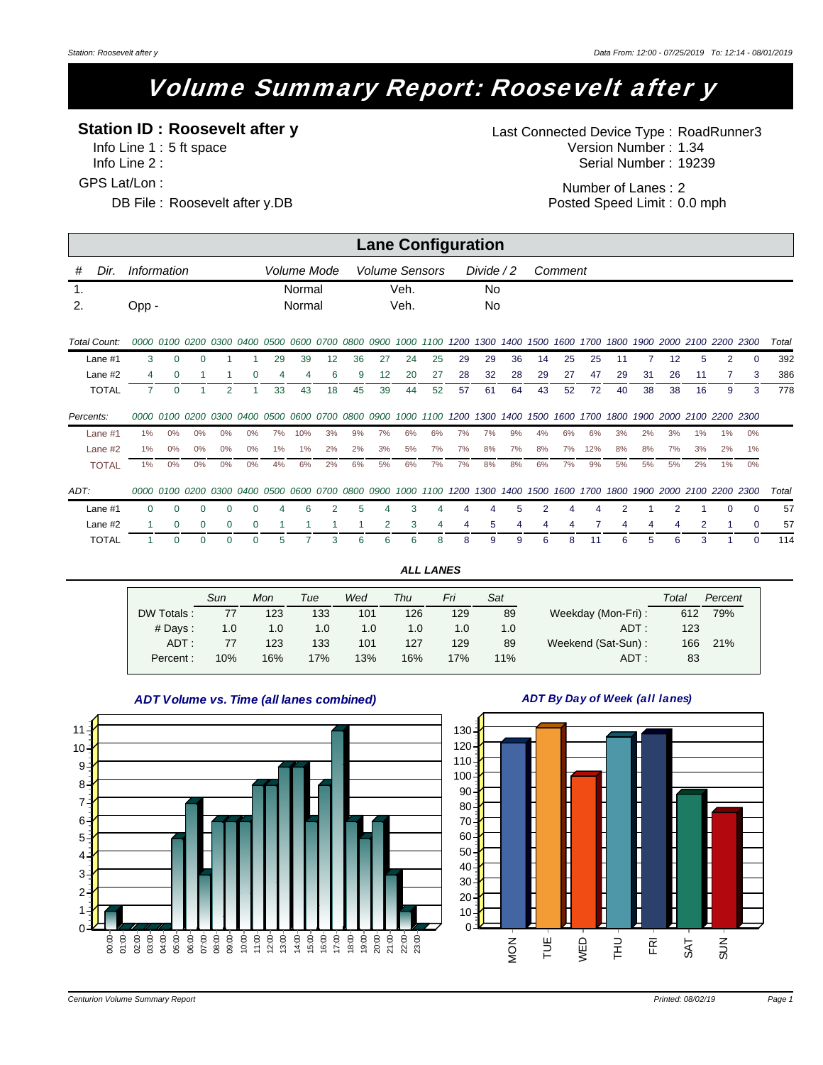# Volume Summary Report: Roosevelt after y

**Station ID : Roosevelt after y**
Info Line 1 : 5 ft space
Info Line 2 :
GPS Lat/Lon :
DB File : Roosevelt after y.DB

Last Connected Device Type : RoadRunner3
Version Number : 1.34
Serial Number : 19239
Number of Lanes : 2
Posted Speed Limit : 0.0 mph

## Lane Configuration

| # | Dir. | Information | Volume Mode | Volume Sensors | Divide / 2 | Comment |
|---|---|---|---|---|---|---|
| 1. | | | Normal | Veh. | No | |
| 2. | | Opp - | Normal | Veh. | No | |

| Total Count: | 0000 | 0100 | 0200 | 0300 | 0400 | 0500 | 0600 | 0700 | 0800 | 0900 | 1000 | 1100 | 1200 | 1300 | 1400 | 1500 | 1600 | 1700 | 1800 | 1900 | 2000 | 2100 | 2200 | 2300 | Total |
|---|---|---|---|---|---|---|---|---|---|---|---|---|---|---|---|---|---|---|---|---|---|---|---|---|---|
| Lane #1 | 3 | 0 | 0 | 1 | 1 | 29 | 39 | 12 | 36 | 27 | 24 | 25 | 29 | 29 | 36 | 14 | 25 | 25 | 11 | 7 | 12 | 5 | 2 | 0 | 392 |
| Lane #2 | 4 | 0 | 1 | 1 | 0 | 4 | 4 | 6 | 9 | 12 | 20 | 27 | 28 | 32 | 28 | 29 | 27 | 47 | 29 | 31 | 26 | 11 | 7 | 3 | 386 |
| TOTAL | 7 | 0 | 1 | 2 | 1 | 33 | 43 | 18 | 45 | 39 | 44 | 52 | 57 | 61 | 64 | 43 | 52 | 72 | 40 | 38 | 38 | 16 | 9 | 3 | 778 |

| Percents: | 0000 | 0100 | 0200 | 0300 | 0400 | 0500 | 0600 | 0700 | 0800 | 0900 | 1000 | 1100 | 1200 | 1300 | 1400 | 1500 | 1600 | 1700 | 1800 | 1900 | 2000 | 2100 | 2200 | 2300 |
|---|---|---|---|---|---|---|---|---|---|---|---|---|---|---|---|---|---|---|---|---|---|---|---|---|
| Lane #1 | 1% | 0% | 0% | 0% | 0% | 7% | 10% | 3% | 9% | 7% | 6% | 6% | 7% | 7% | 9% | 4% | 6% | 6% | 3% | 2% | 3% | 1% | 1% | 0% |
| Lane #2 | 1% | 0% | 0% | 0% | 0% | 1% | 1% | 2% | 2% | 3% | 5% | 7% | 7% | 8% | 7% | 8% | 7% | 12% | 8% | 8% | 7% | 3% | 2% | 1% |
| TOTAL | 1% | 0% | 0% | 0% | 0% | 4% | 6% | 2% | 6% | 5% | 6% | 7% | 7% | 8% | 8% | 6% | 7% | 9% | 5% | 5% | 5% | 2% | 1% | 0% |

| ADT: | 0000 | 0100 | 0200 | 0300 | 0400 | 0500 | 0600 | 0700 | 0800 | 0900 | 1000 | 1100 | 1200 | 1300 | 1400 | 1500 | 1600 | 1700 | 1800 | 1900 | 2000 | 2100 | 2200 | 2300 | Total |
|---|---|---|---|---|---|---|---|---|---|---|---|---|---|---|---|---|---|---|---|---|---|---|---|---|---|
| Lane #1 | 0 | 0 | 0 | 0 | 0 | 4 | 6 | 2 | 5 | 4 | 3 | 4 | 4 | 4 | 5 | 2 | 4 | 4 | 2 | 1 | 2 | 1 | 0 | 0 | 57 |
| Lane #2 | 1 | 0 | 0 | 0 | 0 | 1 | 1 | 1 | 1 | 2 | 3 | 4 | 4 | 5 | 4 | 4 | 4 | 7 | 4 | 4 | 4 | 2 | 1 | 0 | 57 |
| TOTAL | 1 | 0 | 0 | 0 | 0 | 5 | 7 | 3 | 6 | 6 | 6 | 8 | 8 | 9 | 9 | 6 | 8 | 11 | 6 | 5 | 6 | 3 | 1 | 0 | 114 |

***ALL LANES***

| | Sun | Mon | Tue | Wed | Thu | Fri | Sat | | Total | Percent |
|---|---|---|---|---|---|---|---|---|---|---|
| DW Totals : | 77 | 123 | 133 | 101 | 126 | 129 | 89 | Weekday (Mon-Fri) : | 612 | 79% |
| # Days : | 1.0 | 1.0 | 1.0 | 1.0 | 1.0 | 1.0 | 1.0 | ADT : | 123 | |
| ADT : | 77 | 123 | 133 | 101 | 127 | 129 | 89 | Weekend (Sat-Sun) : | 166 | 21% |
| Percent : | 10% | 16% | 17% | 13% | 16% | 17% | 11% | ADT : | 83 | |

***ADT Volume vs. Time (all lanes combined)***

***ADT By Day of Week (all lanes)***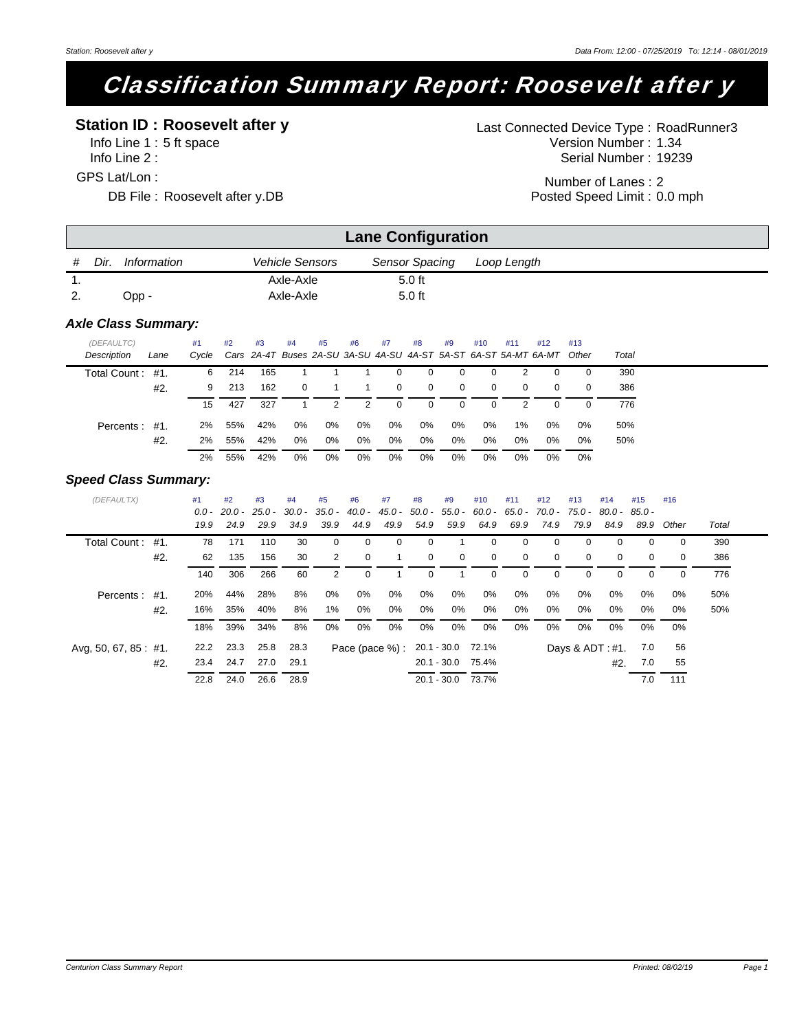# Classification Summary Report: Roosevelt after y

**Station ID : Roosevelt after y**

Info Line 1 : 5 ft space
Info Line 2 :
GPS Lat/Lon :
DB File : Roosevelt after y.DB

Last Connected Device Type : RoadRunner3
Version Number : 1.34
Serial Number : 19239
Number of Lanes : 2
Posted Speed Limit : 0.0 mph

## Lane Configuration

| # | Dir. | Information | Vehicle Sensors | Sensor Spacing | Loop Length |
|---|---|---|---|---|---|
| 1. | | | Axle-Axle | 5.0 ft | |
| 2. | | Opp - | Axle-Axle | 5.0 ft | |

### Axle Class Summary:

| (DEFAULTC) Description | Lane | #1 Cycle | #2 Cars | #3 2A-4T | #4 Buses | #5 2A-SU | #6 3A-SU | #7 4A-SU | #8 4A-ST | #9 5A-ST | #10 6A-ST | #11 5A-MT | #12 6A-MT | #13 Other | Total |
|---|---|---|---|---|---|---|---|---|---|---|---|---|---|---|---|
| Total Count : | #1. | 6 | 214 | 165 | 1 | 1 | 1 | 0 | 0 | 0 | 0 | 2 | 0 | 0 | 390 |
| | #2. | 9 | 213 | 162 | 0 | 1 | 1 | 0 | 0 | 0 | 0 | 0 | 0 | 0 | 386 |
| | | 15 | 427 | 327 | 1 | 2 | 2 | 0 | 0 | 0 | 0 | 2 | 0 | 0 | 776 |
| Percents : | #1. | 2% | 55% | 42% | 0% | 0% | 0% | 0% | 0% | 0% | 0% | 1% | 0% | 0% | 50% |
| | #2. | 2% | 55% | 42% | 0% | 0% | 0% | 0% | 0% | 0% | 0% | 0% | 0% | 0% | 50% |
| | | 2% | 55% | 42% | 0% | 0% | 0% | 0% | 0% | 0% | 0% | 0% | 0% | 0% | |

### Speed Class Summary:

| (DEFAULTX) | Lane | #1 0.0 - 19.9 | #2 20.0 - 24.9 | #3 25.0 - 29.9 | #4 30.0 - 34.9 | #5 35.0 - 39.9 | #6 40.0 - 44.9 | #7 45.0 - 49.9 | #8 50.0 - 54.9 | #9 55.0 - 59.9 | #10 60.0 - 64.9 | #11 65.0 - 69.9 | #12 70.0 - 74.9 | #13 75.0 - 79.9 | #14 80.0 - 84.9 | #15 85.0 - 89.9 | #16 Other | Total |
|---|---|---|---|---|---|---|---|---|---|---|---|---|---|---|---|---|---|---|
| Total Count : | #1. | 78 | 171 | 110 | 30 | 0 | 0 | 0 | 0 | 1 | 0 | 0 | 0 | 0 | 0 | 0 | 0 | 390 |
| | #2. | 62 | 135 | 156 | 30 | 2 | 0 | 1 | 0 | 0 | 0 | 0 | 0 | 0 | 0 | 0 | 0 | 386 |
| | | 140 | 306 | 266 | 60 | 2 | 0 | 1 | 0 | 1 | 0 | 0 | 0 | 0 | 0 | 0 | 0 | 776 |
| Percents : | #1. | 20% | 44% | 28% | 8% | 0% | 0% | 0% | 0% | 0% | 0% | 0% | 0% | 0% | 0% | 0% | 0% | 50% |
| | #2. | 16% | 35% | 40% | 8% | 1% | 0% | 0% | 0% | 0% | 0% | 0% | 0% | 0% | 0% | 0% | 0% | 50% |
| | | 18% | 39% | 34% | 8% | 0% | 0% | 0% | 0% | 0% | 0% | 0% | 0% | 0% | 0% | 0% | 0% | |

| Avg, 50, 67, 85 : | Lane | Avg | 50 | 67 | 85 | Pace (pace %) : | | Days & ADT : | Days | ADT |
|---|---|---|---|---|---|---|---|---|---|---|
| | #1. | 22.2 | 23.3 | 25.8 | 28.3 | 20.1 - 30.0 | 72.1% | #1. | 7.0 | 56 |
| | #2. | 23.4 | 24.7 | 27.0 | 29.1 | 20.1 - 30.0 | 75.4% | #2. | 7.0 | 55 |
| | | 22.8 | 24.0 | 26.6 | 28.9 | 20.1 - 30.0 | 73.7% | | 7.0 | 111 |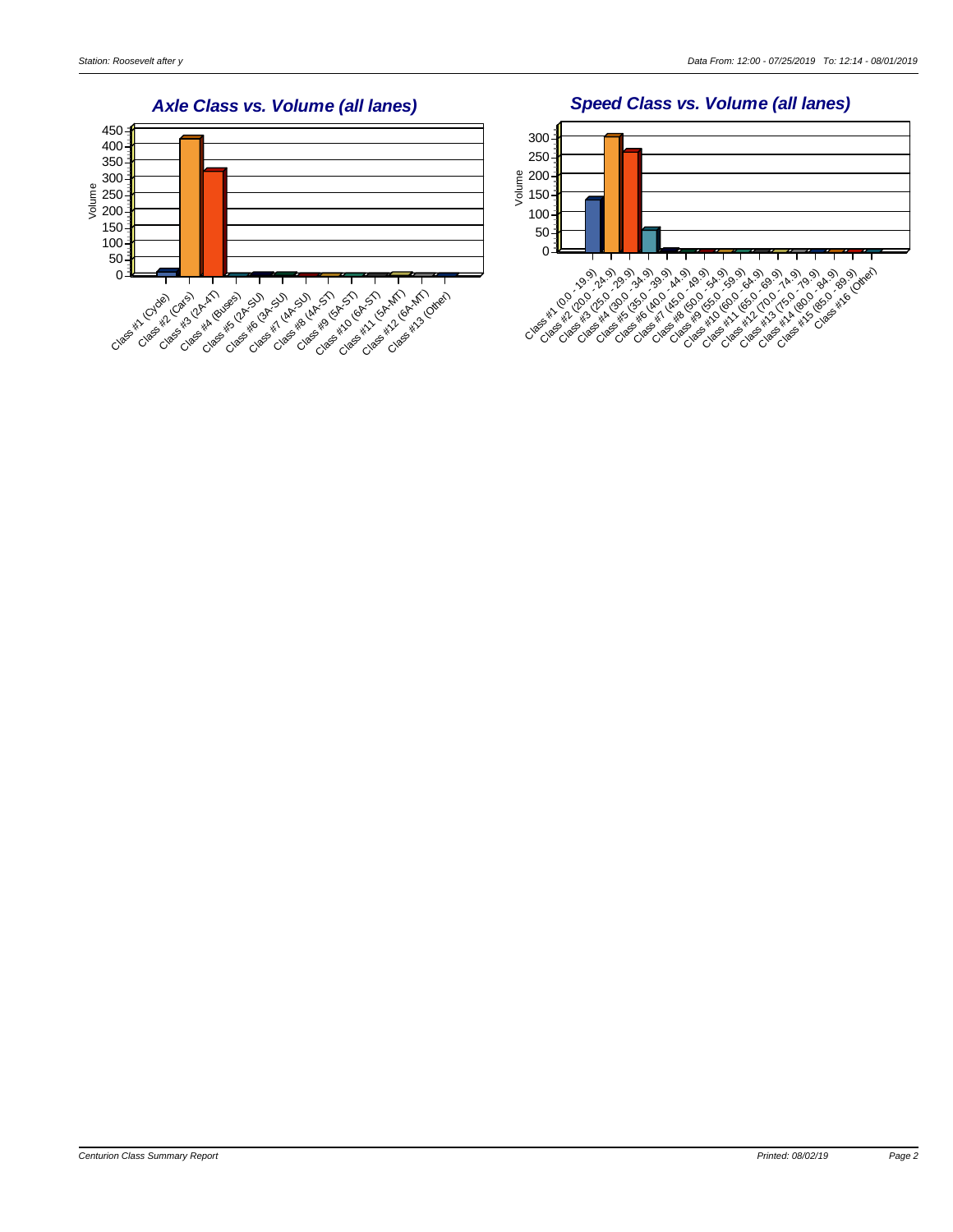Station: Roosevelt after y

Data From: 12:00 - 07/25/2019 To: 12:14 - 08/01/2019

## Axle Class vs. Volume (all lanes)

Volume

0, 50, 100, 150, 200, 250, 300, 350, 400, 450

Class #1 (Cycle), Class #2 (Cars), Class #3 (2A-4T), Class #4 (Buses), Class #5 (2A-SU), Class #6 (3A-SU), Class #7 (4A-SU), Class #8 (4A-ST), Class #9 (5A-ST), Class #10 (6A-ST), Class #11 (5A-MT), Class #12 (6A-MT), Class #13 (Other)

## Speed Class vs. Volume (all lanes)

Volume

0, 50, 100, 150, 200, 250, 300

Class #1 (0.0 - 19.9), Class #2 (20.0 - 24.9), Class #3 (25.0 - 29.9), Class #4 (30.0 - 34.9), Class #5 (35.0 - 39.9), Class #6 (40.0 - 44.9), Class #7 (45.0 - 49.9), Class #8 (50.0 - 54.9), Class #9 (55.0 - 59.9), Class #10 (60.0 - 64.9), Class #11 (65.0 - 69.9), Class #12 (70.0 - 74.9), Class #13 (75.0 - 79.9), Class #14 (80.0 - 84.9), Class #15 (85.0 - 89.9), Class #16 (Other)

Centurion Class Summary Report

Printed: 08/02/19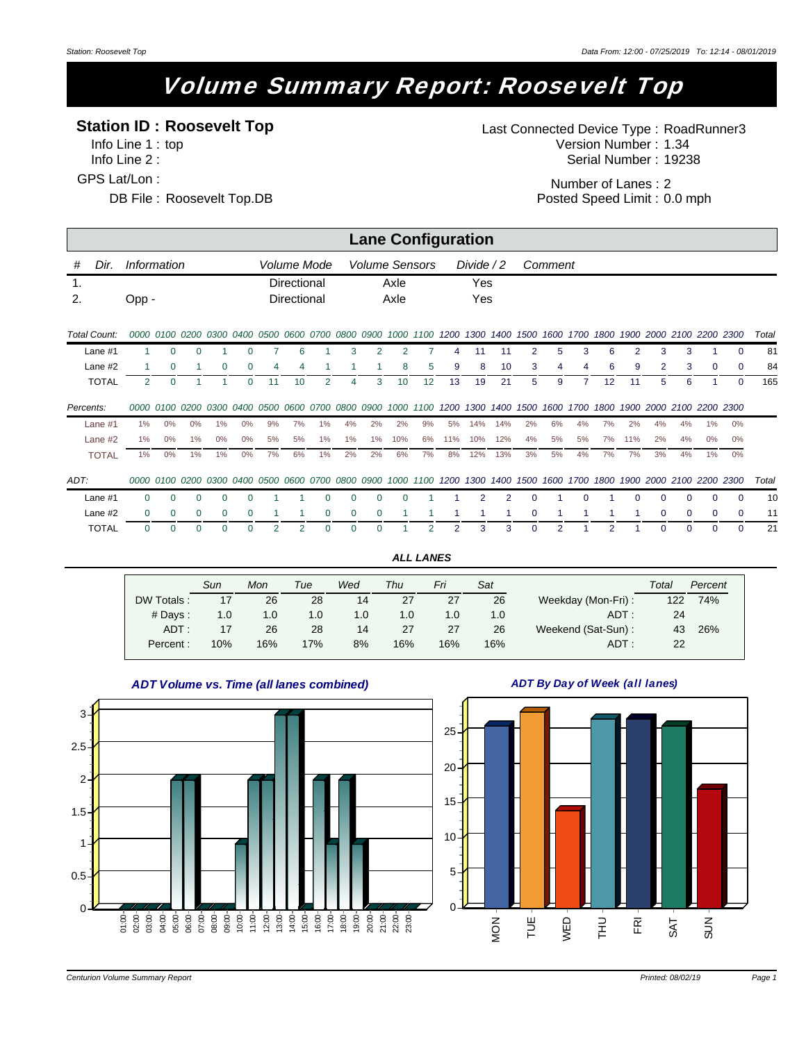# Volume Summary Report: Roosevelt Top

**Station ID : Roosevelt Top**
Info Line 1 : top
Info Line 2 :
GPS Lat/Lon :
DB File : Roosevelt Top.DB

Last Connected Device Type : RoadRunner3
Version Number : 1.34
Serial Number : 19238
Number of Lanes : 2
Posted Speed Limit : 0.0 mph

## Lane Configuration

| # | Dir. | Information | Volume Mode | Volume Sensors | Divide / 2 | Comment |
|---|---|---|---|---|---|---|
| 1. | | | Directional | Axle | Yes | |
| 2. | | Opp - | Directional | Axle | Yes | |

| Total Count: | 0000 | 0100 | 0200 | 0300 | 0400 | 0500 | 0600 | 0700 | 0800 | 0900 | 1000 | 1100 | 1200 | 1300 | 1400 | 1500 | 1600 | 1700 | 1800 | 1900 | 2000 | 2100 | 2200 | 2300 | Total |
|---|---|---|---|---|---|---|---|---|---|---|---|---|---|---|---|---|---|---|---|---|---|---|---|---|---|
| Lane #1 | 1 | 0 | 0 | 1 | 0 | 7 | 6 | 1 | 3 | 2 | 2 | 7 | 4 | 11 | 11 | 2 | 5 | 3 | 6 | 2 | 3 | 3 | 1 | 0 | 81 |
| Lane #2 | 1 | 0 | 1 | 0 | 0 | 4 | 4 | 1 | 1 | 1 | 8 | 5 | 9 | 8 | 10 | 3 | 4 | 4 | 6 | 9 | 2 | 3 | 0 | 0 | 84 |
| TOTAL | 2 | 0 | 1 | 1 | 0 | 11 | 10 | 2 | 4 | 3 | 10 | 12 | 13 | 19 | 21 | 5 | 9 | 7 | 12 | 11 | 5 | 6 | 1 | 0 | 165 |

| Percents: | 0000 | 0100 | 0200 | 0300 | 0400 | 0500 | 0600 | 0700 | 0800 | 0900 | 1000 | 1100 | 1200 | 1300 | 1400 | 1500 | 1600 | 1700 | 1800 | 1900 | 2000 | 2100 | 2200 | 2300 |
|---|---|---|---|---|---|---|---|---|---|---|---|---|---|---|---|---|---|---|---|---|---|---|---|---|
| Lane #1 | 1% | 0% | 0% | 1% | 0% | 9% | 7% | 1% | 4% | 2% | 2% | 9% | 5% | 14% | 14% | 2% | 6% | 4% | 7% | 2% | 4% | 4% | 1% | 0% |
| Lane #2 | 1% | 0% | 1% | 0% | 0% | 5% | 5% | 1% | 1% | 1% | 10% | 6% | 11% | 10% | 12% | 4% | 5% | 5% | 7% | 11% | 2% | 4% | 0% | 0% |
| TOTAL | 1% | 0% | 1% | 1% | 0% | 7% | 6% | 1% | 2% | 2% | 6% | 7% | 8% | 12% | 13% | 3% | 5% | 4% | 7% | 7% | 3% | 4% | 1% | 0% |

| ADT: | 0000 | 0100 | 0200 | 0300 | 0400 | 0500 | 0600 | 0700 | 0800 | 0900 | 1000 | 1100 | 1200 | 1300 | 1400 | 1500 | 1600 | 1700 | 1800 | 1900 | 2000 | 2100 | 2200 | 2300 | Total |
|---|---|---|---|---|---|---|---|---|---|---|---|---|---|---|---|---|---|---|---|---|---|---|---|---|---|
| Lane #1 | 0 | 0 | 0 | 0 | 0 | 1 | 1 | 0 | 0 | 0 | 0 | 1 | 1 | 2 | 2 | 0 | 1 | 0 | 1 | 0 | 0 | 0 | 0 | 0 | 10 |
| Lane #2 | 0 | 0 | 0 | 0 | 0 | 1 | 1 | 0 | 0 | 0 | 1 | 1 | 1 | 1 | 1 | 0 | 1 | 1 | 1 | 1 | 0 | 0 | 0 | 0 | 11 |
| TOTAL | 0 | 0 | 0 | 0 | 0 | 2 | 2 | 0 | 0 | 0 | 1 | 2 | 2 | 3 | 3 | 0 | 2 | 1 | 2 | 1 | 0 | 0 | 0 | 0 | 21 |

**ALL LANES**

| | Sun | Mon | Tue | Wed | Thu | Fri | Sat |
|---|---|---|---|---|---|---|---|
| DW Totals : | 17 | 26 | 28 | 14 | 27 | 27 | 26 |
| # Days : | 1.0 | 1.0 | 1.0 | 1.0 | 1.0 | 1.0 | 1.0 |
| ADT : | 17 | 26 | 28 | 14 | 27 | 27 | 26 |
| Percent : | 10% | 16% | 17% | 8% | 16% | 16% | 16% |

| | Total | Percent |
|---|---|---|
| Weekday (Mon-Fri) : | 122 | 74% |
| ADT : | 24 | |
| Weekend (Sat-Sun) : | 43 | 26% |
| ADT : | 22 | |

*ADT Volume vs. Time (all lanes combined)*

*ADT By Day of Week (all lanes)*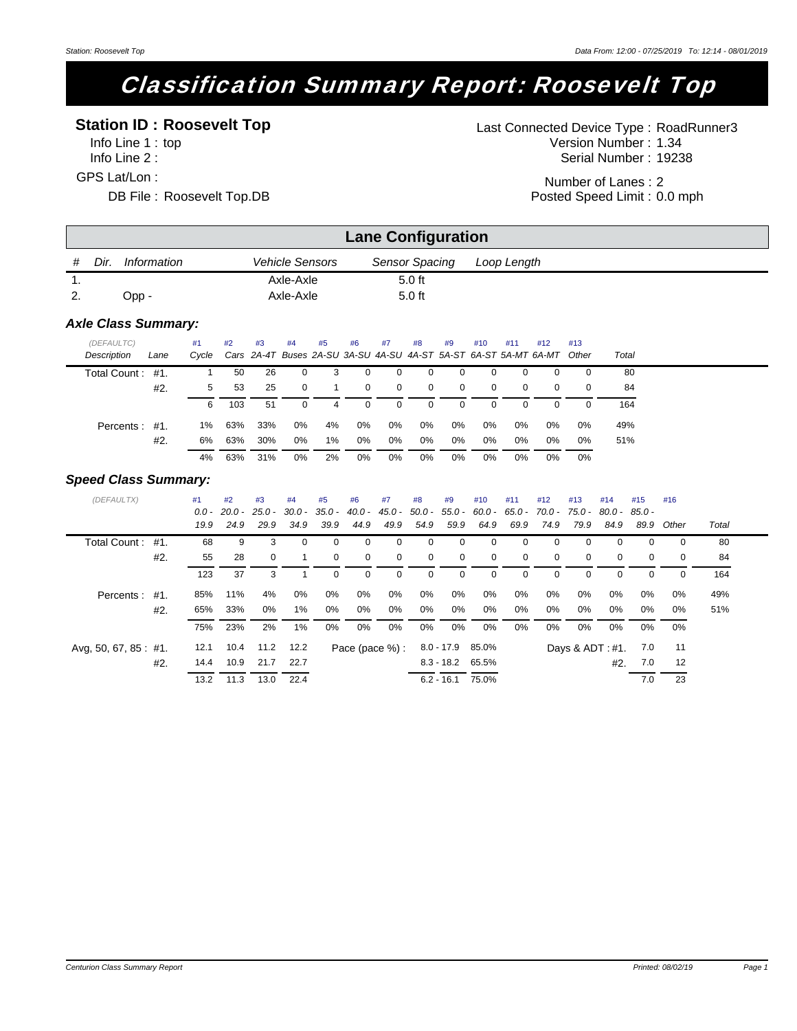# Classification Summary Report: Roosevelt Top

**Station ID : Roosevelt Top**

Info Line 1 : top
Info Line 2 :
GPS Lat/Lon :
DB File : Roosevelt Top.DB

Last Connected Device Type : RoadRunner3
Version Number : 1.34
Serial Number : 19238
Number of Lanes : 2
Posted Speed Limit : 0.0 mph

## Lane Configuration

| # | Dir. | Information | Vehicle Sensors | Sensor Spacing | Loop Length |
|---|---|---|---|---|---|
| 1. | | | Axle-Axle | 5.0 ft | |
| 2. | | Opp - | Axle-Axle | 5.0 ft | |

### Axle Class Summary:

| (DEFAULTC) Description | Lane | #1 Cycle | #2 Cars | #3 2A-4T | #4 Buses | #5 2A-SU | #6 3A-SU | #7 4A-SU | #8 4A-ST | #9 5A-ST | #10 6A-ST | #11 5A-MT | #12 6A-MT | #13 Other | Total |
|---|---|---|---|---|---|---|---|---|---|---|---|---|---|---|---|
| Total Count : | #1. | 1 | 50 | 26 | 0 | 3 | 0 | 0 | 0 | 0 | 0 | 0 | 0 | 0 | 80 |
| | #2. | 5 | 53 | 25 | 0 | 1 | 0 | 0 | 0 | 0 | 0 | 0 | 0 | 0 | 84 |
| | | 6 | 103 | 51 | 0 | 4 | 0 | 0 | 0 | 0 | 0 | 0 | 0 | 0 | 164 |
| Percents : | #1. | 1% | 63% | 33% | 0% | 4% | 0% | 0% | 0% | 0% | 0% | 0% | 0% | 0% | 49% |
| | #2. | 6% | 63% | 30% | 0% | 1% | 0% | 0% | 0% | 0% | 0% | 0% | 0% | 0% | 51% |
| | | 4% | 63% | 31% | 0% | 2% | 0% | 0% | 0% | 0% | 0% | 0% | 0% | 0% | |

### Speed Class Summary:

| (DEFAULTX) | Lane | #1 0.0 - 19.9 | #2 20.0 - 24.9 | #3 25.0 - 29.9 | #4 30.0 - 34.9 | #5 35.0 - 39.9 | #6 40.0 - 44.9 | #7 45.0 - 49.9 | #8 50.0 - 54.9 | #9 55.0 - 59.9 | #10 60.0 - 64.9 | #11 65.0 - 69.9 | #12 70.0 - 74.9 | #13 75.0 - 79.9 | #14 80.0 - 84.9 | #15 85.0 - 89.9 | #16 Other | Total |
|---|---|---|---|---|---|---|---|---|---|---|---|---|---|---|---|---|---|---|
| Total Count : | #1. | 68 | 9 | 3 | 0 | 0 | 0 | 0 | 0 | 0 | 0 | 0 | 0 | 0 | 0 | 0 | 0 | 80 |
| | #2. | 55 | 28 | 0 | 1 | 0 | 0 | 0 | 0 | 0 | 0 | 0 | 0 | 0 | 0 | 0 | 0 | 84 |
| | | 123 | 37 | 3 | 1 | 0 | 0 | 0 | 0 | 0 | 0 | 0 | 0 | 0 | 0 | 0 | 0 | 164 |
| Percents : | #1. | 85% | 11% | 4% | 0% | 0% | 0% | 0% | 0% | 0% | 0% | 0% | 0% | 0% | 0% | 0% | 0% | 49% |
| | #2. | 65% | 33% | 0% | 1% | 0% | 0% | 0% | 0% | 0% | 0% | 0% | 0% | 0% | 0% | 0% | 0% | 51% |
| | | 75% | 23% | 2% | 1% | 0% | 0% | 0% | 0% | 0% | 0% | 0% | 0% | 0% | 0% | 0% | 0% | |

| Avg, 50, 67, 85 : | Lane | Avg | 50 | 67 | 85 | Pace (pace %) : | | Days & ADT : | Days | ADT |
|---|---|---|---|---|---|---|---|---|---|---|
| | #1. | 12.1 | 10.4 | 11.2 | 12.2 | 8.0 - 17.9 | 85.0% | #1. | 7.0 | 11 |
| | #2. | 14.4 | 10.9 | 21.7 | 22.7 | 8.3 - 18.2 | 65.5% | #2. | 7.0 | 12 |
| | | 13.2 | 11.3 | 13.0 | 22.4 | 6.2 - 16.1 | 75.0% | | 7.0 | 23 |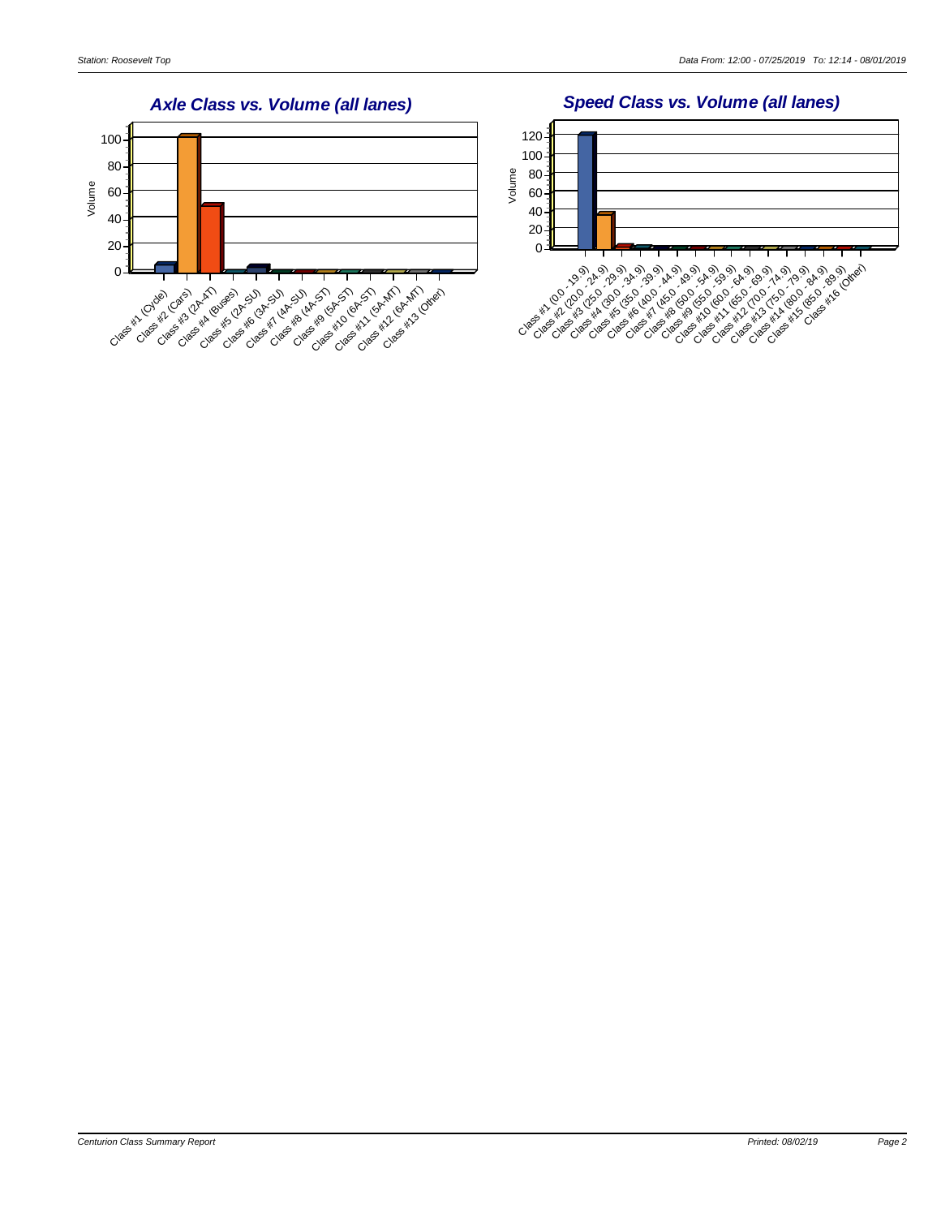Station: Roosevelt Top

Data From: 12:00 - 07/25/2019 To: 12:14 - 08/01/2019

## Axle Class vs. Volume (all lanes)

Volume

100
80
60
40
20
0

Class #1 (Cycle)
Class #2 (Cars)
Class #3 (2A-4T)
Class #4 (Buses)
Class #5 (2A-SU)
Class #6 (3A-SU)
Class #7 (4A-SU)
Class #8 (4A-ST)
Class #9 (5A-ST)
Class #10 (6A-ST)
Class #11 (5A-MT)
Class #12 (6A-MT)
Class #13 (Other)

## Speed Class vs. Volume (all lanes)

Volume

120
100
80
60
40
20
0

Class #1 (0.0 - 19.9)
Class #2 (20.0 - 24.9)
Class #3 (25.0 - 29.9)
Class #4 (30.0 - 34.9)
Class #5 (35.0 - 39.9)
Class #6 (40.0 - 44.9)
Class #7 (45.0 - 49.9)
Class #8 (50.0 - 54.9)
Class #9 (55.0 - 59.9)
Class #10 (60.0 - 64.9)
Class #11 (65.0 - 69.9)
Class #12 (70.0 - 74.9)
Class #13 (75.0 - 79.9)
Class #14 (80.0 - 84.9)
Class #15 (85.0 - 89.9)
Class #16 (Other)

Centurion Class Summary Report

Printed: 08/02/19